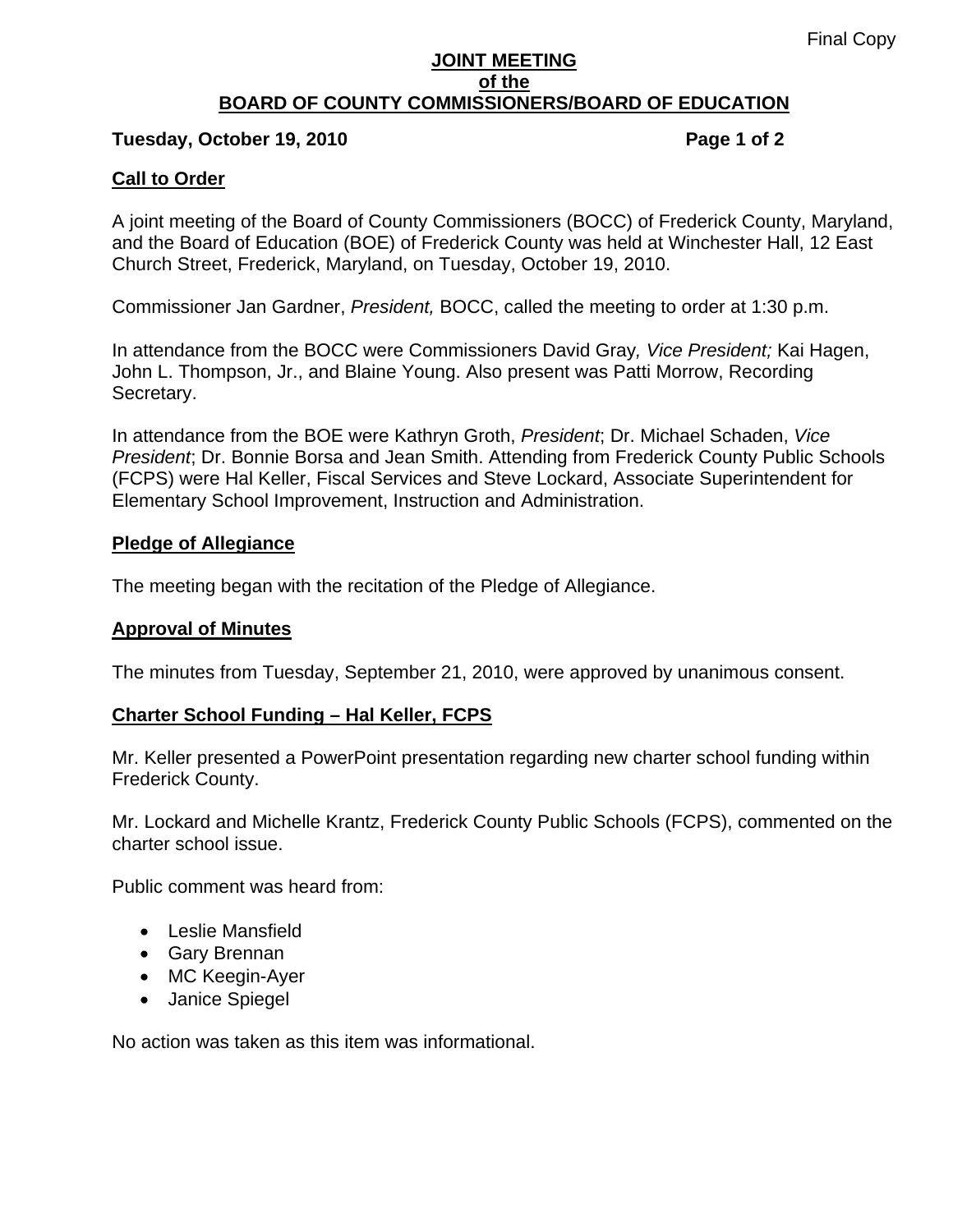Final Copy

# JOINT MEETING of the BOARD OF COUNTY COMMISSIONERS/BOARD OF EDUCATION

**Tuesday, October 19, 2010**

## Call to Order

A joint meeting of the Board of County Commissioners (BOCC) of Frederick County, Maryland, and the Board of Education (BOE) of Frederick County was held at Winchester Hall, 12 East Church Street, Frederick, Maryland, on Tuesday, October 19, 2010.

Commissioner Jan Gardner, *President,* BOCC, called the meeting to order at 1:30 p.m.

In attendance from the BOCC were Commissioners David Gray*, Vice President;* Kai Hagen, John L. Thompson, Jr., and Blaine Young. Also present was Patti Morrow, Recording Secretary.

In attendance from the BOE were Kathryn Groth, *President*; Dr. Michael Schaden, *Vice President*; Dr. Bonnie Borsa and Jean Smith. Attending from Frederick County Public Schools (FCPS) were Hal Keller, Fiscal Services and Steve Lockard, Associate Superintendent for Elementary School Improvement, Instruction and Administration.

## Pledge of Allegiance

The meeting began with the recitation of the Pledge of Allegiance.

## Approval of Minutes

The minutes from Tuesday, September 21, 2010, were approved by unanimous consent.

## Charter School Funding – Hal Keller, FCPS

Mr. Keller presented a PowerPoint presentation regarding new charter school funding within Frederick County.

Mr. Lockard and Michelle Krantz, Frederick County Public Schools (FCPS), commented on the charter school issue.

Public comment was heard from:

- Leslie Mansfield
- Gary Brennan
- MC Keegin-Ayer
- Janice Spiegel

No action was taken as this item was informational.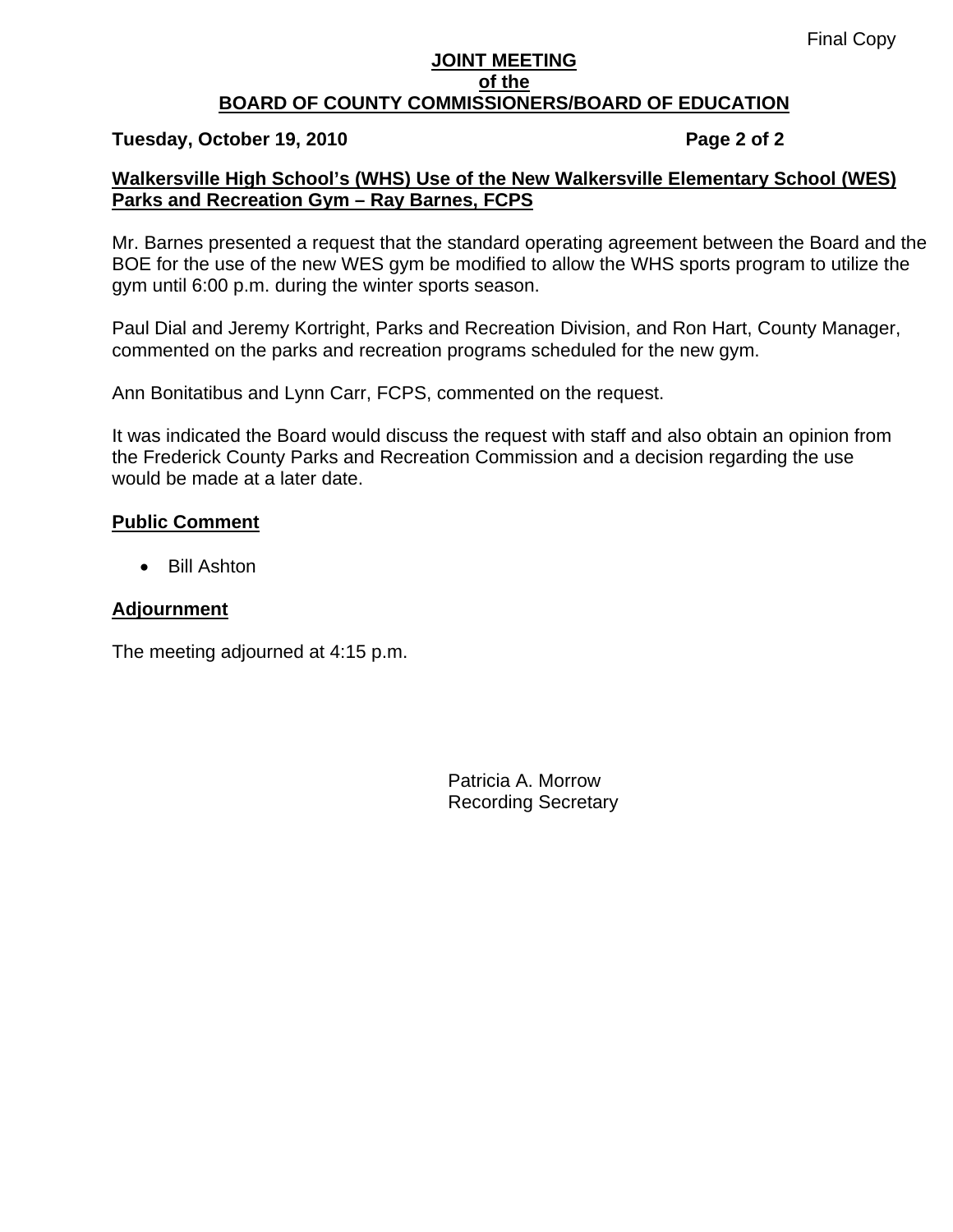Final Copy

**JOINT MEETING**
**of the**
**BOARD OF COUNTY COMMISSIONERS/BOARD OF EDUCATION**

**Tuesday, October 19, 2010**

**Walkersville High School's (WHS) Use of the New Walkersville Elementary School (WES) Parks and Recreation Gym – Ray Barnes, FCPS**

Mr. Barnes presented a request that the standard operating agreement between the Board and the BOE for the use of the new WES gym be modified to allow the WHS sports program to utilize the gym until 6:00 p.m. during the winter sports season.

Paul Dial and Jeremy Kortright, Parks and Recreation Division, and Ron Hart, County Manager, commented on the parks and recreation programs scheduled for the new gym.

Ann Bonitatibus and Lynn Carr, FCPS, commented on the request.

It was indicated the Board would discuss the request with staff and also obtain an opinion from the Frederick County Parks and Recreation Commission and a decision regarding the use would be made at a later date.

**Public Comment**

- Bill Ashton

**Adjournment**

The meeting adjourned at 4:15 p.m.

Patricia A. Morrow
Recording Secretary